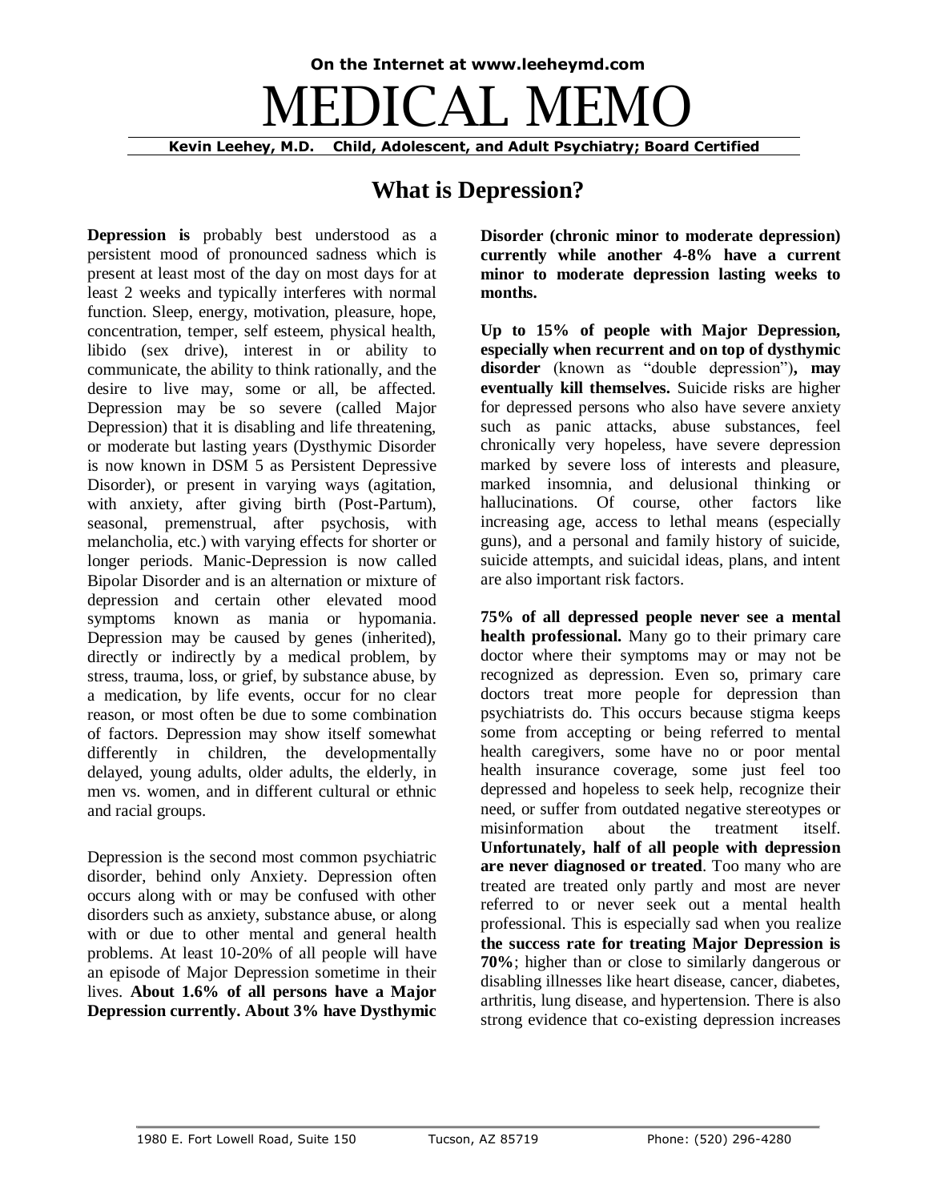On the Internet at www.leeheymd.com

# MEDICAL MEMO

**Kevin Leehey, M.D. Child, Adolescent, and Adult Psychiatry; Board Certified**

## What is Depression?

**Depression is** probably best understood as a persistent mood of pronounced sadness which is present at least most of the day on most days for at least 2 weeks and typically interferes with normal function. Sleep, energy, motivation, pleasure, hope, concentration, temper, self esteem, physical health, libido (sex drive), interest in or ability to communicate, the ability to think rationally, and the desire to live may, some or all, be affected. Depression may be so severe (called Major Depression) that it is disabling and life threatening, or moderate but lasting years (Dysthymic Disorder is now known in DSM 5 as Persistent Depressive Disorder), or present in varying ways (agitation, with anxiety, after giving birth (Post-Partum), seasonal, premenstrual, after psychosis, with melancholia, etc.) with varying effects for shorter or longer periods. Manic-Depression is now called Bipolar Disorder and is an alternation or mixture of depression and certain other elevated mood symptoms known as mania or hypomania. Depression may be caused by genes (inherited), directly or indirectly by a medical problem, by stress, trauma, loss, or grief, by substance abuse, by a medication, by life events, occur for no clear reason, or most often be due to some combination of factors. Depression may show itself somewhat differently in children, the developmentally delayed, young adults, older adults, the elderly, in men vs. women, and in different cultural or ethnic and racial groups.

Depression is the second most common psychiatric disorder, behind only Anxiety. Depression often occurs along with or may be confused with other disorders such as anxiety, substance abuse, or along with or due to other mental and general health problems. At least 10-20% of all people will have an episode of Major Depression sometime in their lives. **About 1.6% of all persons have a Major Depression currently. About 3% have Dysthymic Disorder (chronic minor to moderate depression) currently while another 4-8% have a current minor to moderate depression lasting weeks to months.**

**Up to 15% of people with Major Depression, especially when recurrent and on top of dysthymic disorder** (known as "double depression")**, may eventually kill themselves.** Suicide risks are higher for depressed persons who also have severe anxiety such as panic attacks, abuse substances, feel chronically very hopeless, have severe depression marked by severe loss of interests and pleasure, marked insomnia, and delusional thinking or hallucinations. Of course, other factors like increasing age, access to lethal means (especially guns), and a personal and family history of suicide, suicide attempts, and suicidal ideas, plans, and intent are also important risk factors.

**75% of all depressed people never see a mental health professional.** Many go to their primary care doctor where their symptoms may or may not be recognized as depression. Even so, primary care doctors treat more people for depression than psychiatrists do. This occurs because stigma keeps some from accepting or being referred to mental health caregivers, some have no or poor mental health insurance coverage, some just feel too depressed and hopeless to seek help, recognize their need, or suffer from outdated negative stereotypes or misinformation about the treatment itself. **Unfortunately, half of all people with depression are never diagnosed or treated**. Too many who are treated are treated only partly and most are never referred to or never seek out a mental health professional. This is especially sad when you realize **the success rate for treating Major Depression is 70%**; higher than or close to similarly dangerous or disabling illnesses like heart disease, cancer, diabetes, arthritis, lung disease, and hypertension. There is also strong evidence that co-existing depression increases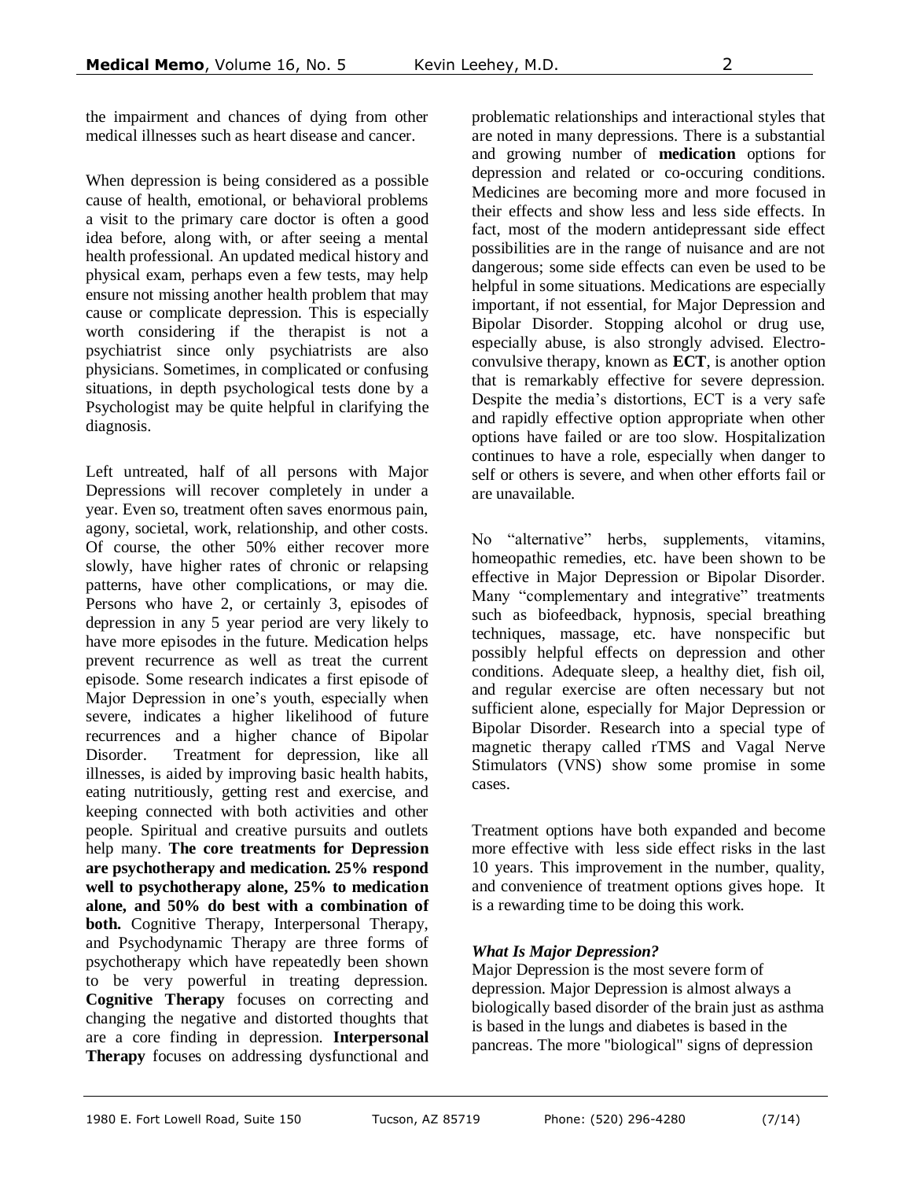the impairment and chances of dying from other medical illnesses such as heart disease and cancer.

When depression is being considered as a possible cause of health, emotional, or behavioral problems a visit to the primary care doctor is often a good idea before, along with, or after seeing a mental health professional. An updated medical history and physical exam, perhaps even a few tests, may help ensure not missing another health problem that may cause or complicate depression. This is especially worth considering if the therapist is not a psychiatrist since only psychiatrists are also physicians. Sometimes, in complicated or confusing situations, in depth psychological tests done by a Psychologist may be quite helpful in clarifying the diagnosis.

Left untreated, half of all persons with Major Depressions will recover completely in under a year. Even so, treatment often saves enormous pain, agony, societal, work, relationship, and other costs. Of course, the other 50% either recover more slowly, have higher rates of chronic or relapsing patterns, have other complications, or may die. Persons who have 2, or certainly 3, episodes of depression in any 5 year period are very likely to have more episodes in the future. Medication helps prevent recurrence as well as treat the current episode. Some research indicates a first episode of Major Depression in one's youth, especially when severe, indicates a higher likelihood of future recurrences and a higher chance of Bipolar Disorder. Treatment for depression, like all illnesses, is aided by improving basic health habits, eating nutritiously, getting rest and exercise, and keeping connected with both activities and other people. Spiritual and creative pursuits and outlets help many. **The core treatments for Depression are psychotherapy and medication. 25% respond well to psychotherapy alone, 25% to medication alone, and 50% do best with a combination of both.** Cognitive Therapy, Interpersonal Therapy, and Psychodynamic Therapy are three forms of psychotherapy which have repeatedly been shown to be very powerful in treating depression. **Cognitive Therapy** focuses on correcting and changing the negative and distorted thoughts that are a core finding in depression. **Interpersonal Therapy** focuses on addressing dysfunctional and problematic relationships and interactional styles that are noted in many depressions. There is a substantial and growing number of **medication** options for depression and related or co-occuring conditions. Medicines are becoming more and more focused in their effects and show less and less side effects. In fact, most of the modern antidepressant side effect possibilities are in the range of nuisance and are not dangerous; some side effects can even be used to be helpful in some situations. Medications are especially important, if not essential, for Major Depression and Bipolar Disorder. Stopping alcohol or drug use, especially abuse, is also strongly advised. Electro-convulsive therapy, known as **ECT**, is another option that is remarkably effective for severe depression. Despite the media's distortions, ECT is a very safe and rapidly effective option appropriate when other options have failed or are too slow. Hospitalization continues to have a role, especially when danger to self or others is severe, and when other efforts fail or are unavailable.

No "alternative" herbs, supplements, vitamins, homeopathic remedies, etc. have been shown to be effective in Major Depression or Bipolar Disorder. Many "complementary and integrative" treatments such as biofeedback, hypnosis, special breathing techniques, massage, etc. have nonspecific but possibly helpful effects on depression and other conditions. Adequate sleep, a healthy diet, fish oil, and regular exercise are often necessary but not sufficient alone, especially for Major Depression or Bipolar Disorder. Research into a special type of magnetic therapy called rTMS and Vagal Nerve Stimulators (VNS) show some promise in some cases.

Treatment options have both expanded and become more effective with less side effect risks in the last 10 years. This improvement in the number, quality, and convenience of treatment options gives hope. It is a rewarding time to be doing this work.

### *What Is Major Depression?*

Major Depression is the most severe form of depression. Major Depression is almost always a biologically based disorder of the brain just as asthma is based in the lungs and diabetes is based in the pancreas. The more "biological" signs of depression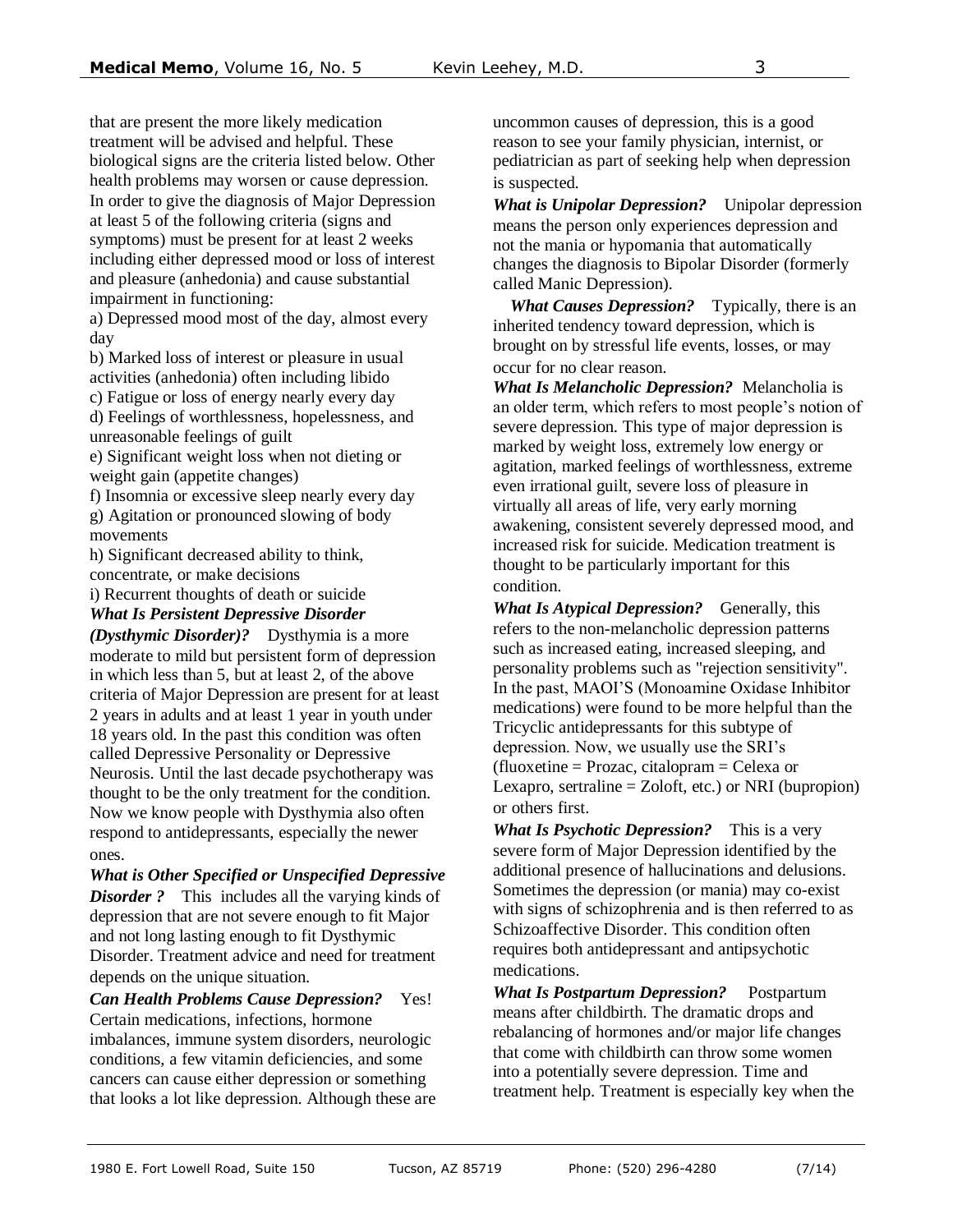that are present the more likely medication treatment will be advised and helpful. These biological signs are the criteria listed below. Other health problems may worsen or cause depression. In order to give the diagnosis of Major Depression at least 5 of the following criteria (signs and symptoms) must be present for at least 2 weeks including either depressed mood or loss of interest and pleasure (anhedonia) and cause substantial impairment in functioning:

a) Depressed mood most of the day, almost every day

b) Marked loss of interest or pleasure in usual activities (anhedonia) often including libido

c) Fatigue or loss of energy nearly every day

d) Feelings of worthlessness, hopelessness, and unreasonable feelings of guilt

e) Significant weight loss when not dieting or weight gain (appetite changes)

f) Insomnia or excessive sleep nearly every day

g) Agitation or pronounced slowing of body movements

h) Significant decreased ability to think, concentrate, or make decisions

i) Recurrent thoughts of death or suicide

***What Is Persistent Depressive Disorder (Dysthymic Disorder)?*** Dysthymia is a more moderate to mild but persistent form of depression in which less than 5, but at least 2, of the above criteria of Major Depression are present for at least 2 years in adults and at least 1 year in youth under 18 years old. In the past this condition was often called Depressive Personality or Depressive Neurosis. Until the last decade psychotherapy was thought to be the only treatment for the condition. Now we know people with Dysthymia also often respond to antidepressants, especially the newer ones.

***What is Other Specified or Unspecified Depressive Disorder ?*** This includes all the varying kinds of depression that are not severe enough to fit Major and not long lasting enough to fit Dysthymic Disorder. Treatment advice and need for treatment depends on the unique situation.

***Can Health Problems Cause Depression?*** Yes! Certain medications, infections, hormone imbalances, immune system disorders, neurologic conditions, a few vitamin deficiencies, and some cancers can cause either depression or something that looks a lot like depression. Although these are uncommon causes of depression, this is a good reason to see your family physician, internist, or pediatrician as part of seeking help when depression is suspected.

***What is Unipolar Depression?*** Unipolar depression means the person only experiences depression and not the mania or hypomania that automatically changes the diagnosis to Bipolar Disorder (formerly called Manic Depression).

***What Causes Depression?*** Typically, there is an inherited tendency toward depression, which is brought on by stressful life events, losses, or may occur for no clear reason.

***What Is Melancholic Depression?*** Melancholia is an older term, which refers to most people's notion of severe depression. This type of major depression is marked by weight loss, extremely low energy or agitation, marked feelings of worthlessness, extreme even irrational guilt, severe loss of pleasure in virtually all areas of life, very early morning awakening, consistent severely depressed mood, and increased risk for suicide. Medication treatment is thought to be particularly important for this condition.

***What Is Atypical Depression?*** Generally, this refers to the non-melancholic depression patterns such as increased eating, increased sleeping, and personality problems such as "rejection sensitivity". In the past, MAOI'S (Monoamine Oxidase Inhibitor medications) were found to be more helpful than the Tricyclic antidepressants for this subtype of depression. Now, we usually use the SRI's (fluoxetine = Prozac, citalopram = Celexa or Lexapro, sertraline = Zoloft, etc.) or NRI (bupropion) or others first.

***What Is Psychotic Depression?*** This is a very severe form of Major Depression identified by the additional presence of hallucinations and delusions. Sometimes the depression (or mania) may co-exist with signs of schizophrenia and is then referred to as Schizoaffective Disorder. This condition often requires both antidepressant and antipsychotic medications.

***What Is Postpartum Depression?*** Postpartum means after childbirth. The dramatic drops and rebalancing of hormones and/or major life changes that come with childbirth can throw some women into a potentially severe depression. Time and treatment help. Treatment is especially key when the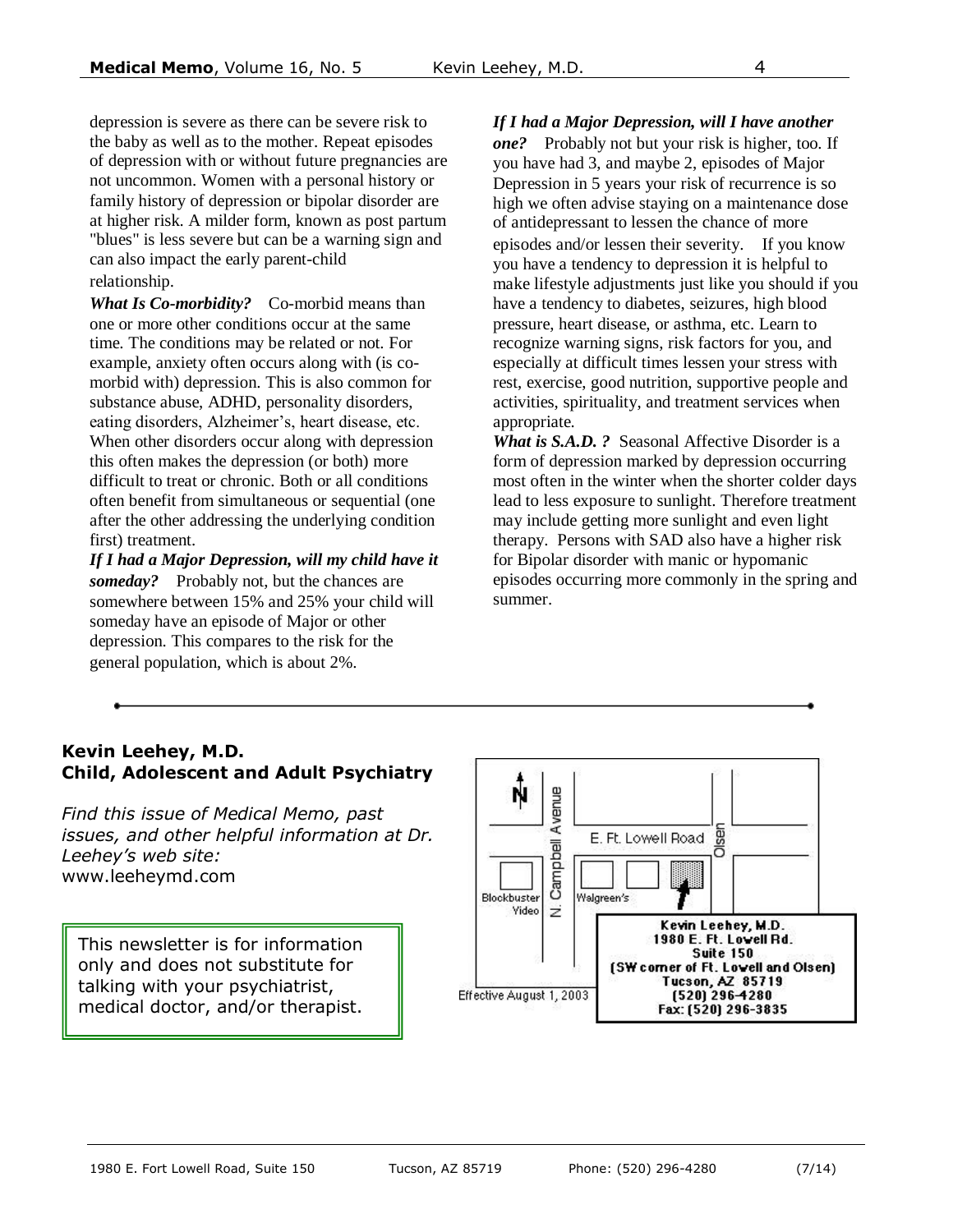depression is severe as there can be severe risk to the baby as well as to the mother. Repeat episodes of depression with or without future pregnancies are not uncommon. Women with a personal history or family history of depression or bipolar disorder are at higher risk. A milder form, known as post partum "blues" is less severe but can be a warning sign and can also impact the early parent-child relationship.

***What Is Co-morbidity?*** Co-morbid means than one or more other conditions occur at the same time. The conditions may be related or not. For example, anxiety often occurs along with (is co-morbid with) depression. This is also common for substance abuse, ADHD, personality disorders, eating disorders, Alzheimer's, heart disease, etc. When other disorders occur along with depression this often makes the depression (or both) more difficult to treat or chronic. Both or all conditions often benefit from simultaneous or sequential (one after the other addressing the underlying condition first) treatment.

***If I had a Major Depression, will my child have it someday?*** Probably not, but the chances are somewhere between 15% and 25% your child will someday have an episode of Major or other depression. This compares to the risk for the general population, which is about 2%.

***If I had a Major Depression, will I have another one?*** Probably not but your risk is higher, too. If you have had 3, and maybe 2, episodes of Major Depression in 5 years your risk of recurrence is so high we often advise staying on a maintenance dose of antidepressant to lessen the chance of more episodes and/or lessen their severity. If you know you have a tendency to depression it is helpful to make lifestyle adjustments just like you should if you have a tendency to diabetes, seizures, high blood pressure, heart disease, or asthma, etc. Learn to recognize warning signs, risk factors for you, and especially at difficult times lessen your stress with rest, exercise, good nutrition, supportive people and activities, spirituality, and treatment services when appropriate.

***What is S.A.D. ?*** Seasonal Affective Disorder is a form of depression marked by depression occurring most often in the winter when the shorter colder days lead to less exposure to sunlight. Therefore treatment may include getting more sunlight and even light therapy. Persons with SAD also have a higher risk for Bipolar disorder with manic or hypomanic episodes occurring more commonly in the spring and summer.

---

**Kevin Leehey, M.D.**
**Child, Adolescent and Adult Psychiatry**

*Find this issue of Medical Memo, past issues, and other helpful information at Dr. Leehey's web site:*
www.leeheymd.com

This newsletter is for information only and does not substitute for talking with your psychiatrist, medical doctor, and/or therapist.

N

N. Campbell Avenue

E. Ft. Lowell Road

Olsen

Blockbuster Video

Walgreen's

Kevin Leehey, M.D.
1980 E. Ft. Lowell Rd.
Suite 150
(SW corner of Ft. Lowell and Olsen)
Tucson, AZ 85719
(520) 296-4280
Fax: (520) 296-3835

Effective August 1, 2003

1980 E. Fort Lowell Road, Suite 150 Tucson, AZ 85719 Phone: (520) 296-4280 (7/14)